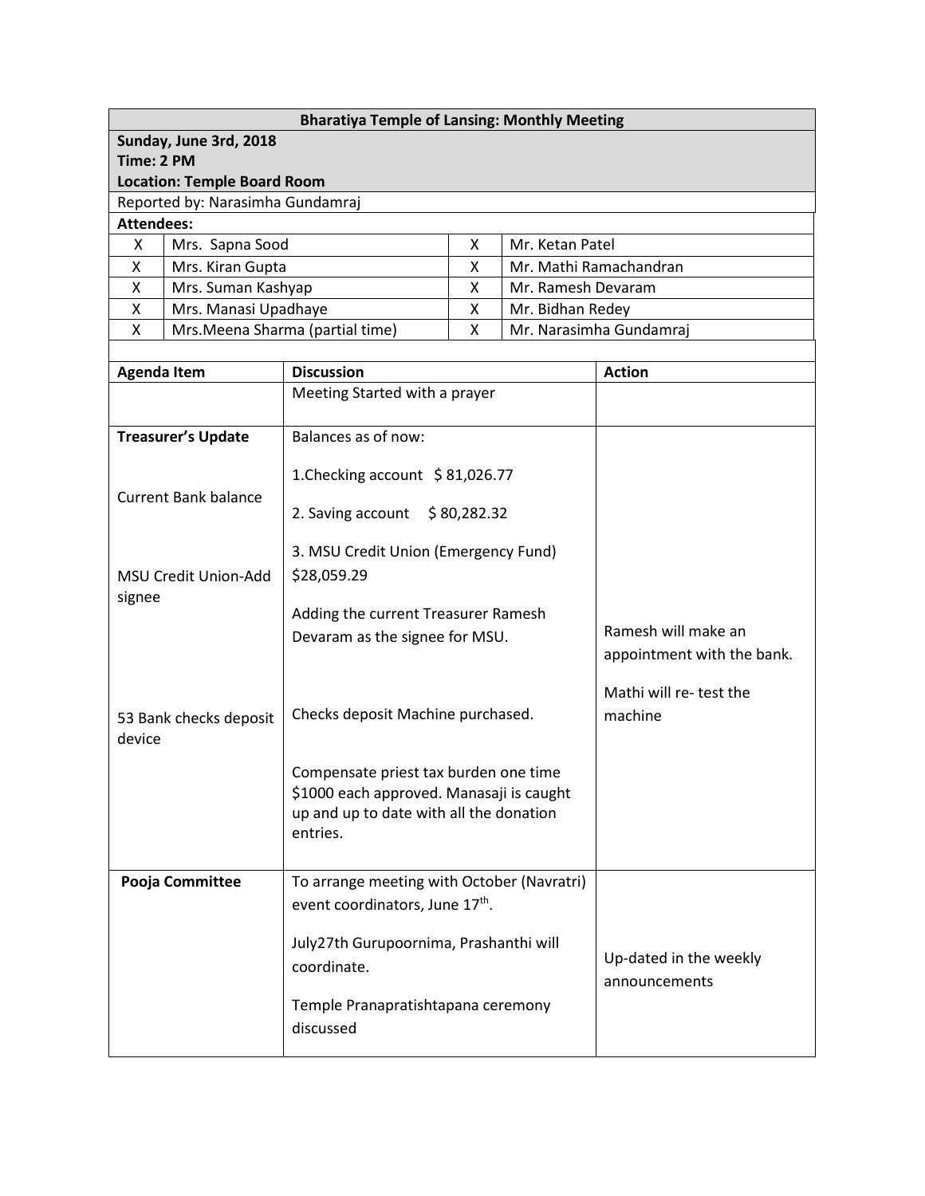**Bharatiya Temple of Lansing: Monthly Meeting**

**Sunday, June 3rd, 2018**
**Time: 2 PM**
**Location: Temple Board Room**

Reported by: Narasimha Gundamraj

**Attendees:**

| | | | |
|---|---|---|---|
| X | Mrs. Sapna Sood | X | Mr. Ketan Patel |
| X | Mrs. Kiran Gupta | X | Mr. Mathi Ramachandran |
| X | Mrs. Suman Kashyap | X | Mr. Ramesh Devaram |
| X | Mrs. Manasi Upadhaye | X | Mr. Bidhan Redey |
| X | Mrs.Meena Sharma (partial time) | X | Mr. Narasimha Gundamraj |

| Agenda Item | Discussion | Action |
|---|---|---|
| | Meeting Started with a prayer | |
| **Treasurer's Update**<br><br>Current Bank balance<br><br>MSU Credit Union-Add signee<br><br>53 Bank checks deposit device | Balances as of now:<br><br>1.Checking account $ 81,026.77<br><br>2. Saving account $ 80,282.32<br><br>3. MSU Credit Union (Emergency Fund) $28,059.29<br><br>Adding the current Treasurer Ramesh Devaram as the signee for MSU.<br><br>Checks deposit Machine purchased.<br><br>Compensate priest tax burden one time $1000 each approved. Manasaji is caught up and up to date with all the donation entries. | Ramesh will make an appointment with the bank.<br><br>Mathi will re- test the machine |
| **Pooja Committee** | To arrange meeting with October (Navratri) event coordinators, June 17th.<br><br>July27th Gurupoornima, Prashanthi will coordinate.<br><br>Temple Pranapratishtapana ceremony discussed | Up-dated in the weekly announcements |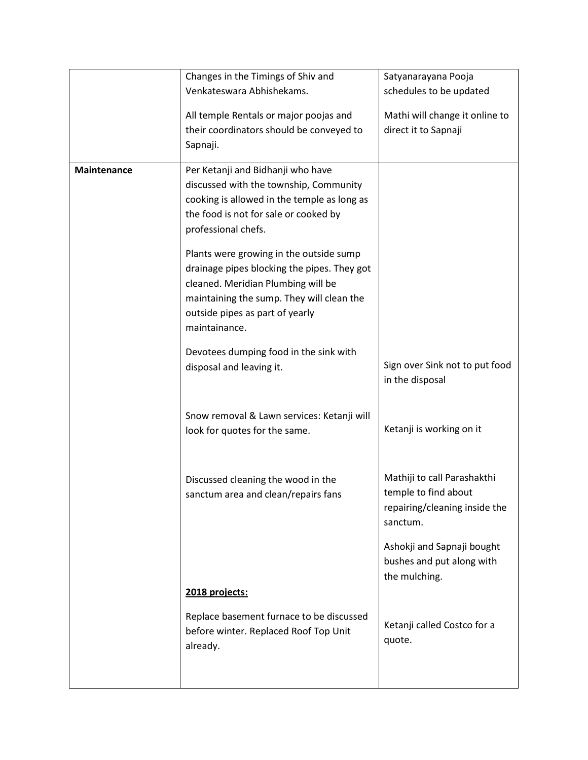| | | |
|---|---|---|
| | Changes in the Timings of Shiv and Venkateswara Abhishekams.<br><br>All temple Rentals or major poojas and their coordinators should be conveyed to Sapnaji. | Satyanarayana Pooja schedules to be updated<br><br>Mathi will change it online to direct it to Sapnaji |
| **Maintenance** | Per Ketanji and Bidhanji who have discussed with the township, Community cooking is allowed in the temple as long as the food is not for sale or cooked by professional chefs.<br><br>Plants were growing in the outside sump drainage pipes blocking the pipes. They got cleaned. Meridian Plumbing will be maintaining the sump. They will clean the outside pipes as part of yearly maintainance.<br><br>Devotees dumping food in the sink with disposal and leaving it.<br><br>Snow removal & Lawn services: Ketanji will look for quotes for the same.<br><br>Discussed cleaning the wood in the sanctum area and clean/repairs fans<br><br>**<u>2018 projects:</u>**<br><br>Replace basement furnace to be discussed before winter. Replaced Roof Top Unit already. | Sign over Sink not to put food in the disposal<br><br>Ketanji is working on it<br><br>Mathiji to call Parashakthi temple to find about repairing/cleaning inside the sanctum.<br><br>Ashokji and Sapnaji bought bushes and put along with the mulching.<br><br>Ketanji called Costco for a quote. |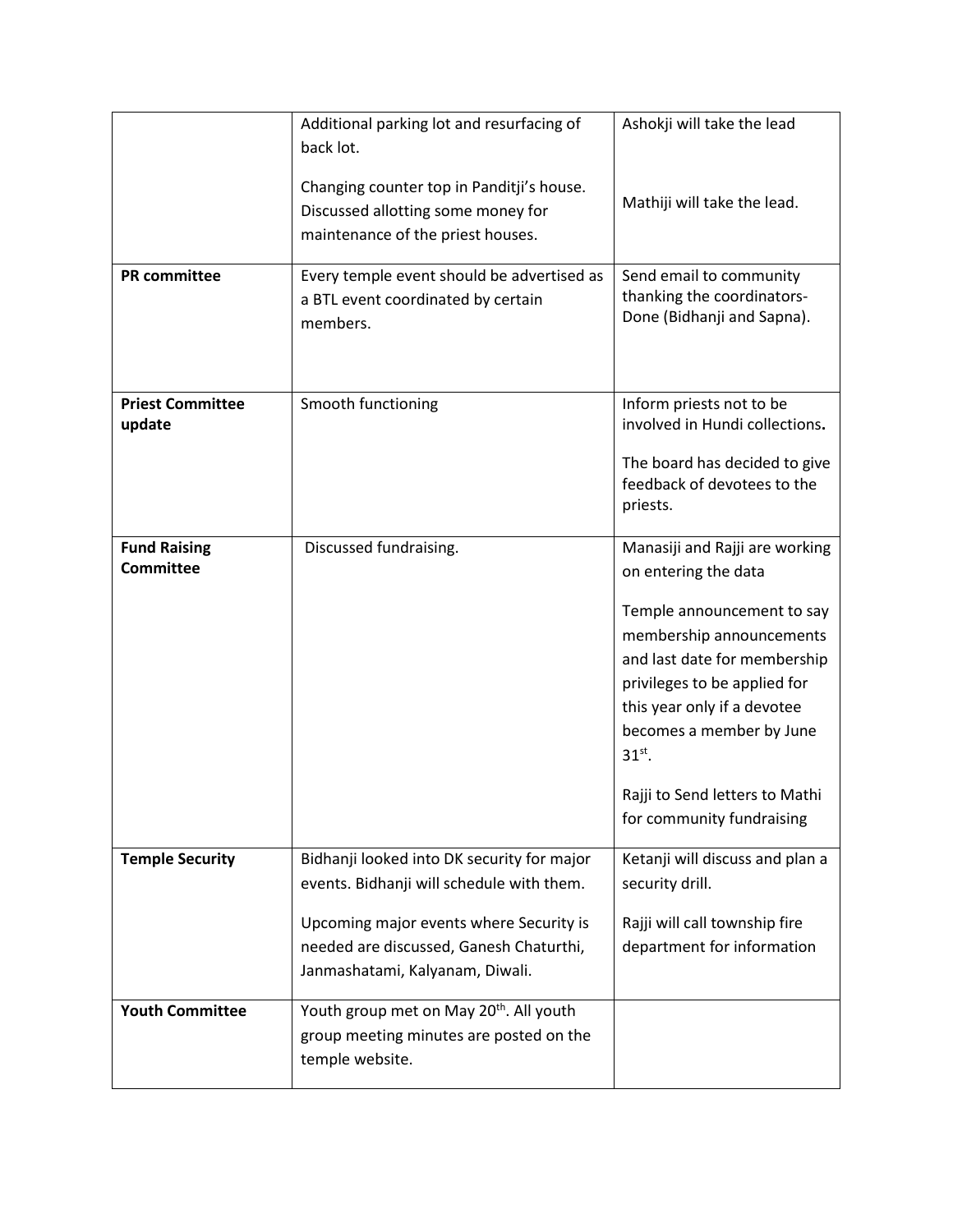| | | |
|---|---|---|
| | Additional parking lot and resurfacing of back lot.<br><br>Changing counter top in Panditji's house. Discussed allotting some money for maintenance of the priest houses. | Ashokji will take the lead<br><br>Mathiji will take the lead. |
| **PR committee** | Every temple event should be advertised as a BTL event coordinated by certain members. | Send email to community thanking the coordinators- Done (Bidhanji and Sapna). |
| **Priest Committee update** | Smooth functioning | Inform priests not to be involved in Hundi collections**.**<br><br>The board has decided to give feedback of devotees to the priests. |
| **Fund Raising Committee** | Discussed fundraising. | Manasiji and Rajji are working on entering the data<br><br>Temple announcement to say membership announcements and last date for membership privileges to be applied for this year only if a devotee becomes a member by June 31st.<br><br>Rajji to Send letters to Mathi for community fundraising |
| **Temple Security** | Bidhanji looked into DK security for major events. Bidhanji will schedule with them.<br><br>Upcoming major events where Security is needed are discussed, Ganesh Chaturthi, Janmashatami, Kalyanam, Diwali. | Ketanji will discuss and plan a security drill.<br><br>Rajji will call township fire department for information |
| **Youth Committee** | Youth group met on May 20th. All youth group meeting minutes are posted on the temple website. | |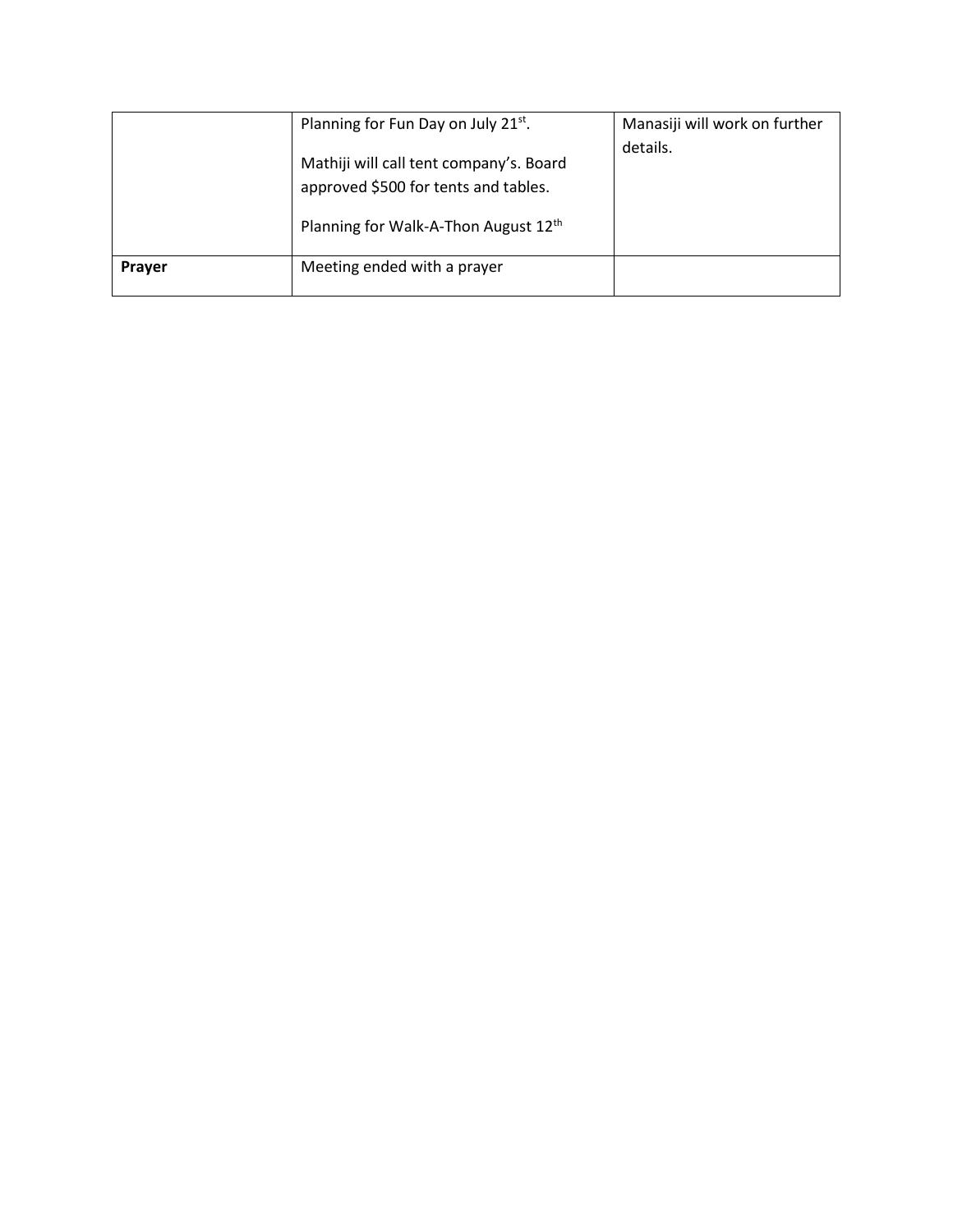| | | |
|---|---|---|
| | Planning for Fun Day on July 21st.<br><br>Mathiji will call tent company's. Board approved $500 for tents and tables.<br><br>Planning for Walk-A-Thon August 12th | Manasiji will work on further details. |
| **Prayer** | Meeting ended with a prayer | |